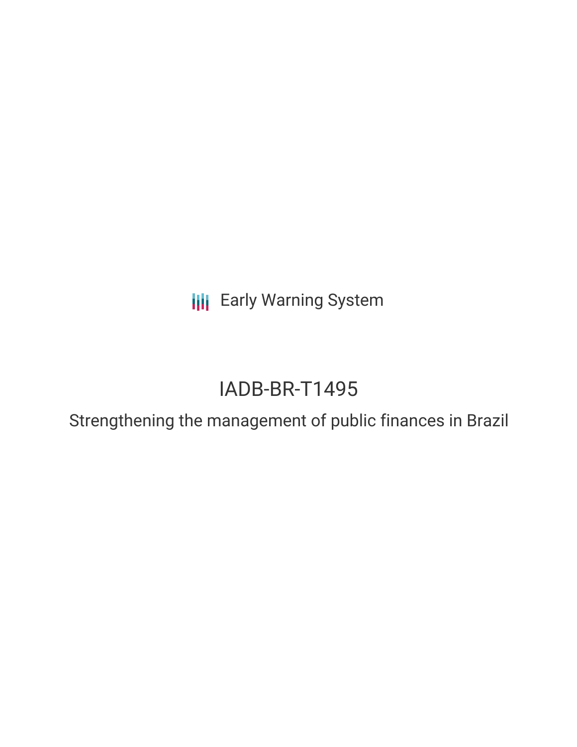Early Warning System

# IADB-BR-T1495

## Strengthening the management of public finances in Brazil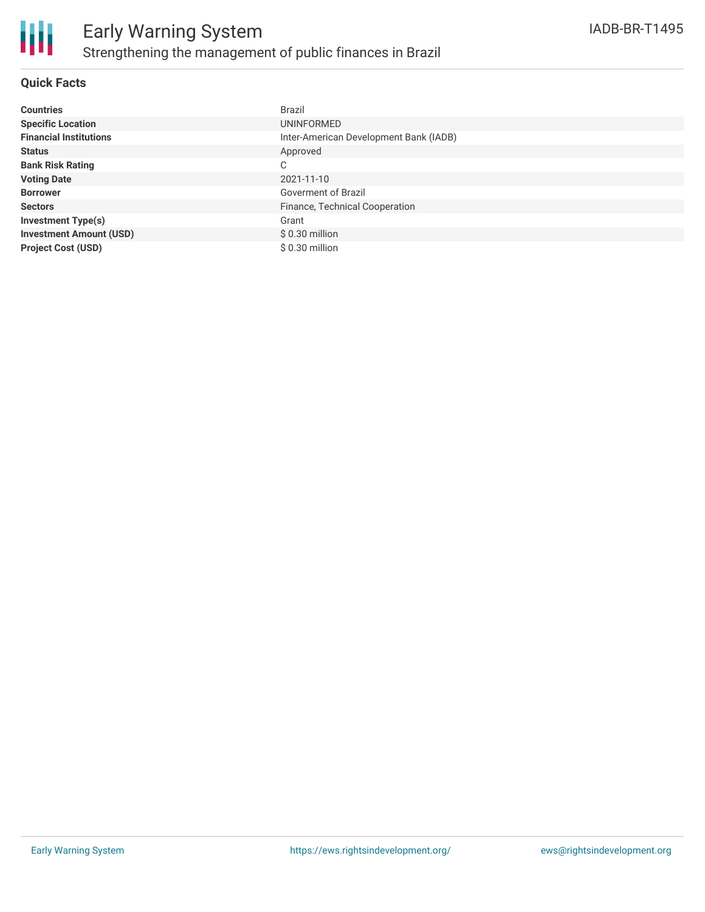# Early Warning System

## Strengthening the management of public finances in Brazil

IADB-BR-T1495

### Quick Facts

| | |
|---|---|
| **Countries** | Brazil |
| **Specific Location** | UNINFORMED |
| **Financial Institutions** | Inter-American Development Bank (IADB) |
| **Status** | Approved |
| **Bank Risk Rating** | C |
| **Voting Date** | 2021-11-10 |
| **Borrower** | Goverment of Brazil |
| **Sectors** | Finance, Technical Cooperation |
| **Investment Type(s)** | Grant |
| **Investment Amount (USD)** | $ 0.30 million |
| **Project Cost (USD)** | $ 0.30 million |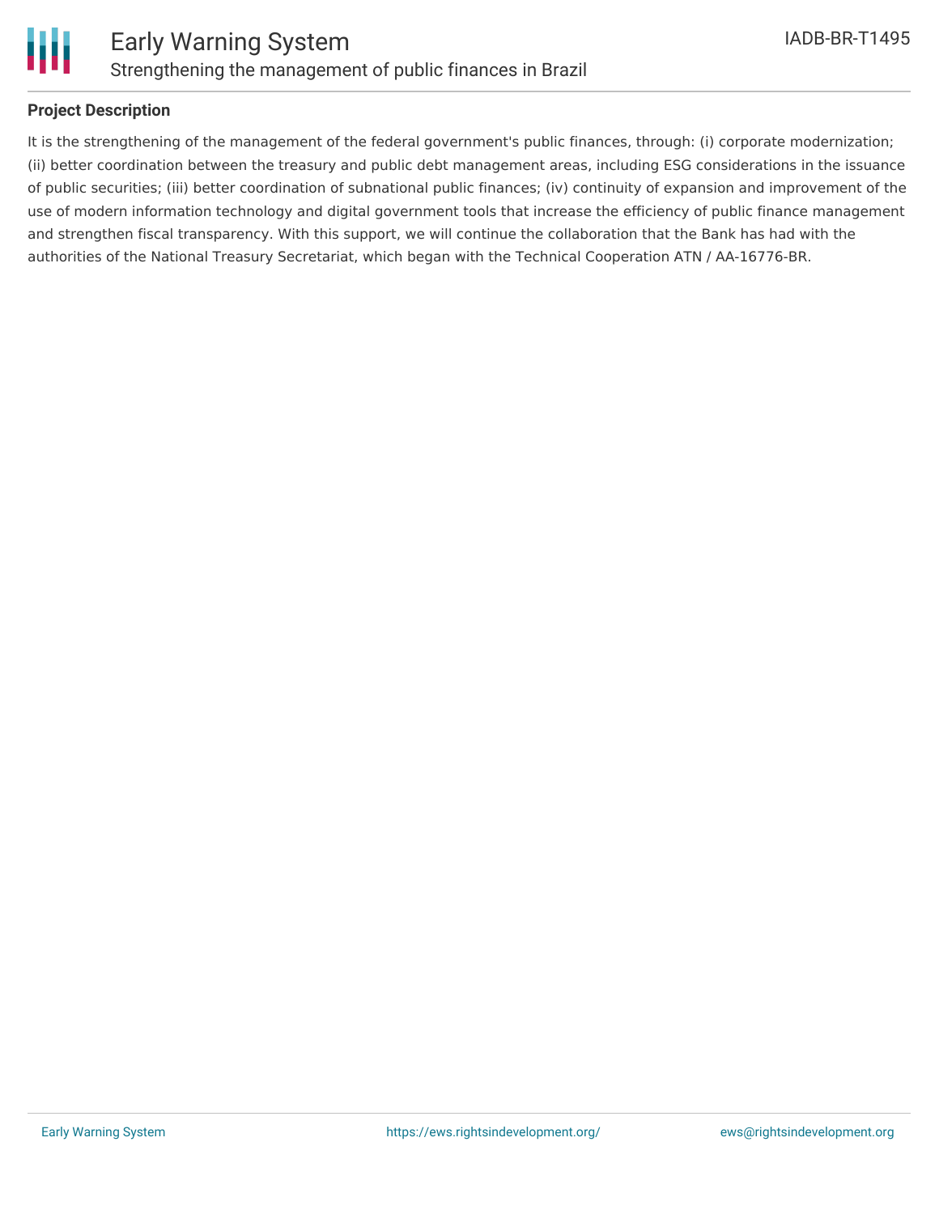## Project Description

It is the strengthening of the management of the federal government's public finances, through: (i) corporate modernization; (ii) better coordination between the treasury and public debt management areas, including ESG considerations in the issuance of public securities; (iii) better coordination of subnational public finances; (iv) continuity of expansion and improvement of the use of modern information technology and digital government tools that increase the efficiency of public finance management and strengthen fiscal transparency. With this support, we will continue the collaboration that the Bank has had with the authorities of the National Treasury Secretariat, which began with the Technical Cooperation ATN / AA-16776-BR.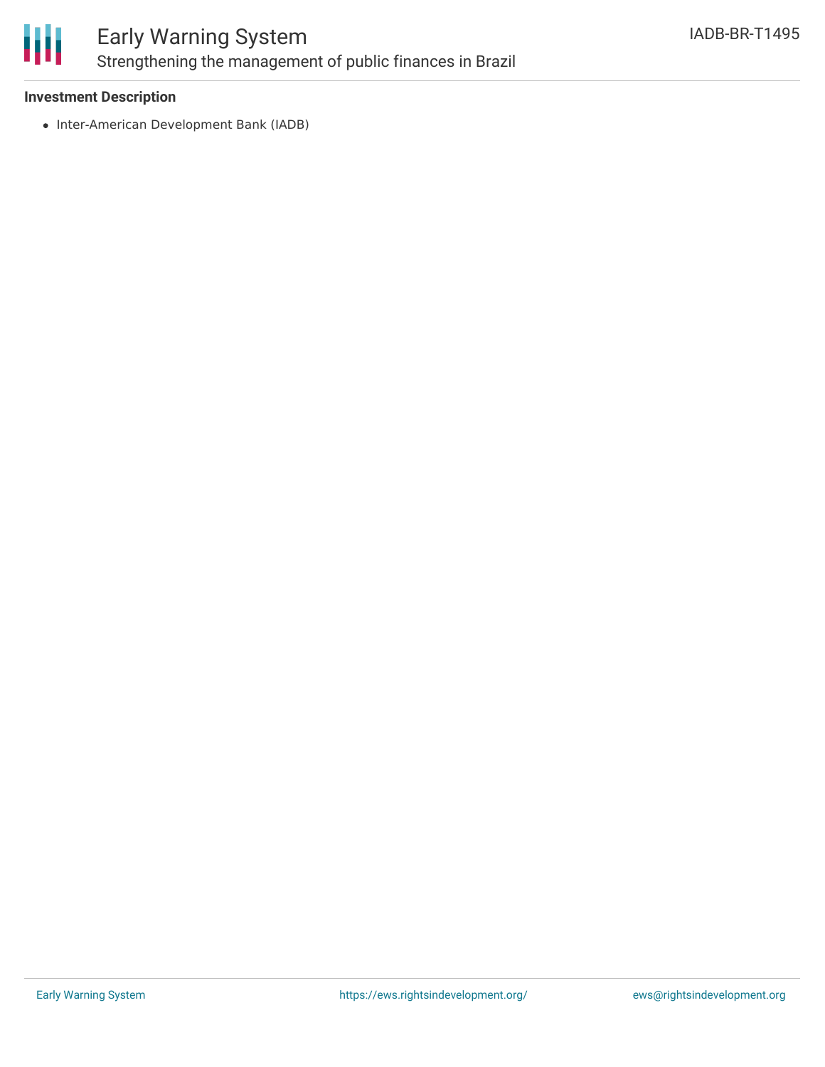**Investment Description**

- Inter-American Development Bank (IADB)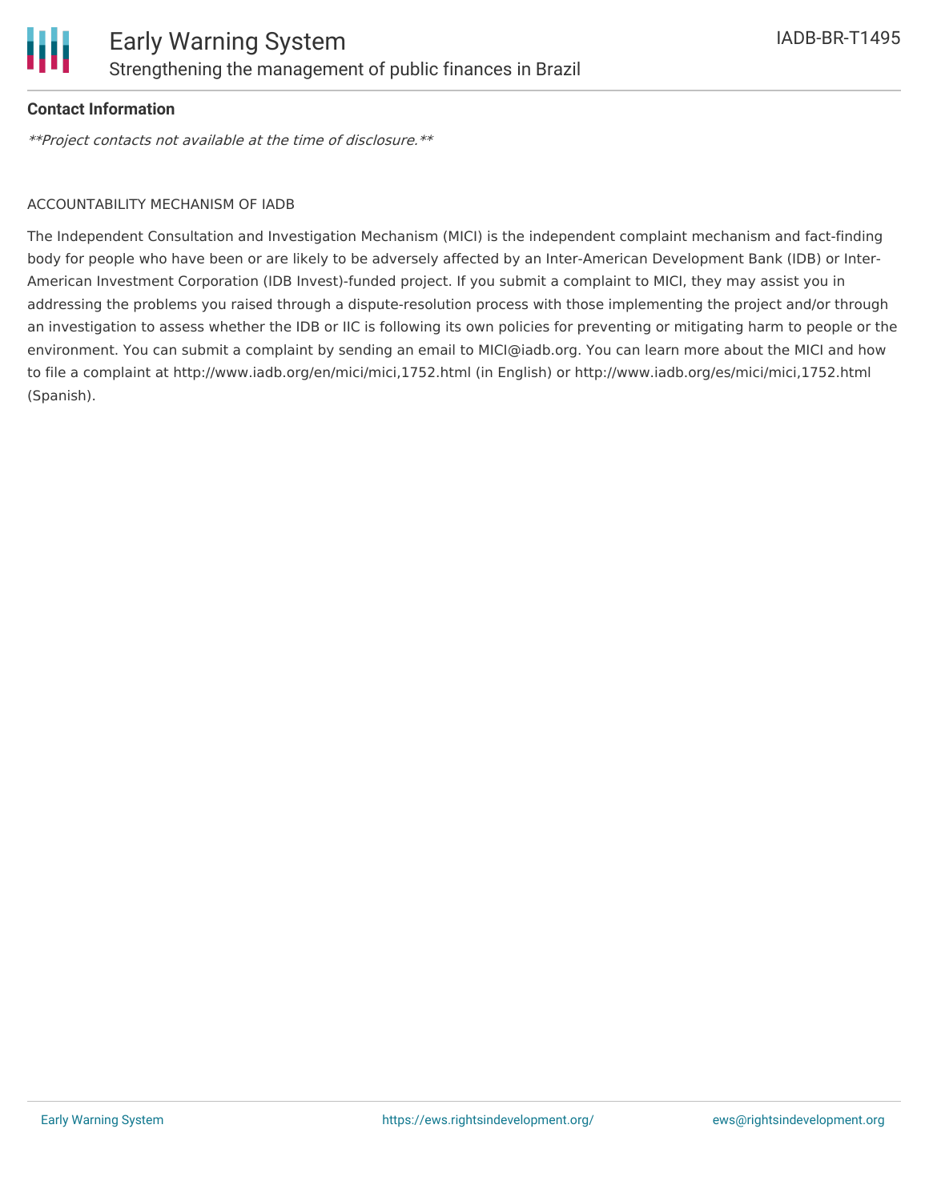**Contact Information**

*\*\*Project contacts not available at the time of disclosure.\*\**

ACCOUNTABILITY MECHANISM OF IADB

The Independent Consultation and Investigation Mechanism (MICI) is the independent complaint mechanism and fact-finding body for people who have been or are likely to be adversely affected by an Inter-American Development Bank (IDB) or Inter-American Investment Corporation (IDB Invest)-funded project. If you submit a complaint to MICI, they may assist you in addressing the problems you raised through a dispute-resolution process with those implementing the project and/or through an investigation to assess whether the IDB or IIC is following its own policies for preventing or mitigating harm to people or the environment. You can submit a complaint by sending an email to MICI@iadb.org. You can learn more about the MICI and how to file a complaint at http://www.iadb.org/en/mici/mici,1752.html (in English) or http://www.iadb.org/es/mici/mici,1752.html (Spanish).